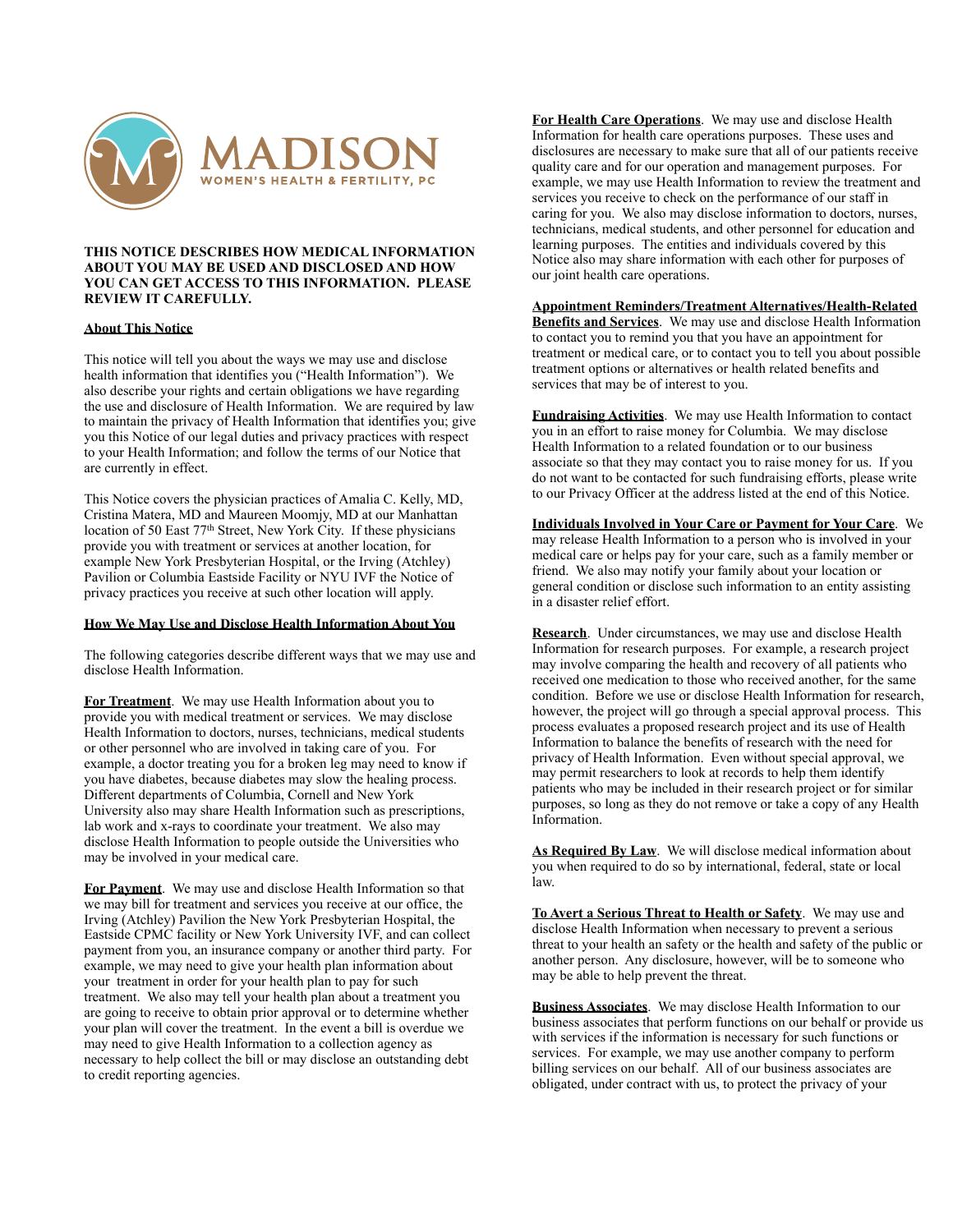# MADISON

WOMEN'S HEALTH & FERTILITY, PC

**THIS NOTICE DESCRIBES HOW MEDICAL INFORMATION ABOUT YOU MAY BE USED AND DISCLOSED AND HOW YOU CAN GET ACCESS TO THIS INFORMATION. PLEASE REVIEW IT CAREFULLY.**

## About This Notice

This notice will tell you about the ways we may use and disclose health information that identifies you ("Health Information"). We also describe your rights and certain obligations we have regarding the use and disclosure of Health Information. We are required by law to maintain the privacy of Health Information that identifies you; give you this Notice of our legal duties and privacy practices with respect to your Health Information; and follow the terms of our Notice that are currently in effect.

This Notice covers the physician practices of Amalia C. Kelly, MD, Cristina Matera, MD and Maureen Moomjy, MD at our Manhattan location of 50 East 77th Street, New York City. If these physicians provide you with treatment or services at another location, for example New York Presbyterian Hospital, or the Irving (Atchley) Pavilion or Columbia Eastside Facility or NYU IVF the Notice of privacy practices you receive at such other location will apply.

## How We May Use and Disclose Health Information About You

The following categories describe different ways that we may use and disclose Health Information.

**For Treatment**. We may use Health Information about you to provide you with medical treatment or services. We may disclose Health Information to doctors, nurses, technicians, medical students or other personnel who are involved in taking care of you. For example, a doctor treating you for a broken leg may need to know if you have diabetes, because diabetes may slow the healing process. Different departments of Columbia, Cornell and New York University also may share Health Information such as prescriptions, lab work and x-rays to coordinate your treatment. We also may disclose Health Information to people outside the Universities who may be involved in your medical care.

**For Payment**. We may use and disclose Health Information so that we may bill for treatment and services you receive at our office, the Irving (Atchley) Pavilion the New York Presbyterian Hospital, the Eastside CPMC facility or New York University IVF, and can collect payment from you, an insurance company or another third party. For example, we may need to give your health plan information about your treatment in order for your health plan to pay for such treatment. We also may tell your health plan about a treatment you are going to receive to obtain prior approval or to determine whether your plan will cover the treatment. In the event a bill is overdue we may need to give Health Information to a collection agency as necessary to help collect the bill or may disclose an outstanding debt to credit reporting agencies.

**For Health Care Operations**. We may use and disclose Health Information for health care operations purposes. These uses and disclosures are necessary to make sure that all of our patients receive quality care and for our operation and management purposes. For example, we may use Health Information to review the treatment and services you receive to check on the performance of our staff in caring for you. We also may disclose information to doctors, nurses, technicians, medical students, and other personnel for education and learning purposes. The entities and individuals covered by this Notice also may share information with each other for purposes of our joint health care operations.

**Appointment Reminders/Treatment Alternatives/Health-Related Benefits and Services**. We may use and disclose Health Information to contact you to remind you that you have an appointment for treatment or medical care, or to contact you to tell you about possible treatment options or alternatives or health related benefits and services that may be of interest to you.

**Fundraising Activities**. We may use Health Information to contact you in an effort to raise money for Columbia. We may disclose Health Information to a related foundation or to our business associate so that they may contact you to raise money for us. If you do not want to be contacted for such fundraising efforts, please write to our Privacy Officer at the address listed at the end of this Notice.

**Individuals Involved in Your Care or Payment for Your Care**. We may release Health Information to a person who is involved in your medical care or helps pay for your care, such as a family member or friend. We also may notify your family about your location or general condition or disclose such information to an entity assisting in a disaster relief effort.

**Research**. Under circumstances, we may use and disclose Health Information for research purposes. For example, a research project may involve comparing the health and recovery of all patients who received one medication to those who received another, for the same condition. Before we use or disclose Health Information for research, however, the project will go through a special approval process. This process evaluates a proposed research project and its use of Health Information to balance the benefits of research with the need for privacy of Health Information. Even without special approval, we may permit researchers to look at records to help them identify patients who may be included in their research project or for similar purposes, so long as they do not remove or take a copy of any Health Information.

**As Required By Law**. We will disclose medical information about you when required to do so by international, federal, state or local law.

**To Avert a Serious Threat to Health or Safety**. We may use and disclose Health Information when necessary to prevent a serious threat to your health an safety or the health and safety of the public or another person. Any disclosure, however, will be to someone who may be able to help prevent the threat.

**Business Associates**. We may disclose Health Information to our business associates that perform functions on our behalf or provide us with services if the information is necessary for such functions or services. For example, we may use another company to perform billing services on our behalf. All of our business associates are obligated, under contract with us, to protect the privacy of your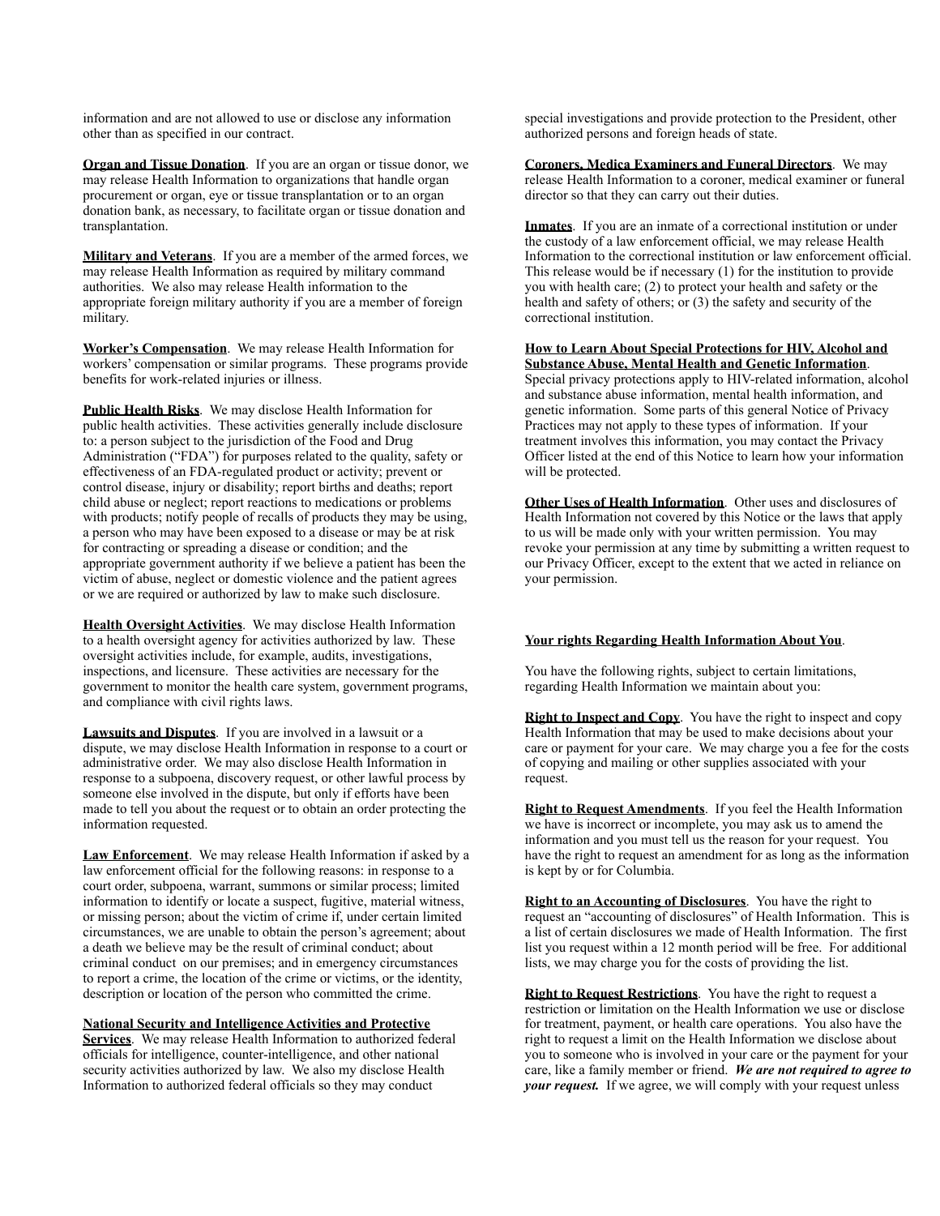information and are not allowed to use or disclose any information other than as specified in our contract.

**Organ and Tissue Donation**. If you are an organ or tissue donor, we may release Health Information to organizations that handle organ procurement or organ, eye or tissue transplantation or to an organ donation bank, as necessary, to facilitate organ or tissue donation and transplantation.

**Military and Veterans**. If you are a member of the armed forces, we may release Health Information as required by military command authorities. We also may release Health information to the appropriate foreign military authority if you are a member of foreign military.

**Worker's Compensation**. We may release Health Information for workers' compensation or similar programs. These programs provide benefits for work-related injuries or illness.

**Public Health Risks**. We may disclose Health Information for public health activities. These activities generally include disclosure to: a person subject to the jurisdiction of the Food and Drug Administration ("FDA") for purposes related to the quality, safety or effectiveness of an FDA-regulated product or activity; prevent or control disease, injury or disability; report births and deaths; report child abuse or neglect; report reactions to medications or problems with products; notify people of recalls of products they may be using, a person who may have been exposed to a disease or may be at risk for contracting or spreading a disease or condition; and the appropriate government authority if we believe a patient has been the victim of abuse, neglect or domestic violence and the patient agrees or we are required or authorized by law to make such disclosure.

**Health Oversight Activities**. We may disclose Health Information to a health oversight agency for activities authorized by law. These oversight activities include, for example, audits, investigations, inspections, and licensure. These activities are necessary for the government to monitor the health care system, government programs, and compliance with civil rights laws.

**Lawsuits and Disputes**. If you are involved in a lawsuit or a dispute, we may disclose Health Information in response to a court or administrative order. We may also disclose Health Information in response to a subpoena, discovery request, or other lawful process by someone else involved in the dispute, but only if efforts have been made to tell you about the request or to obtain an order protecting the information requested.

**Law Enforcement**. We may release Health Information if asked by a law enforcement official for the following reasons: in response to a court order, subpoena, warrant, summons or similar process; limited information to identify or locate a suspect, fugitive, material witness, or missing person; about the victim of crime if, under certain limited circumstances, we are unable to obtain the person's agreement; about a death we believe may be the result of criminal conduct; about criminal conduct on our premises; and in emergency circumstances to report a crime, the location of the crime or victims, or the identity, description or location of the person who committed the crime.

**National Security and Intelligence Activities and Protective Services**. We may release Health Information to authorized federal officials for intelligence, counter-intelligence, and other national security activities authorized by law. We also my disclose Health Information to authorized federal officials so they may conduct special investigations and provide protection to the President, other authorized persons and foreign heads of state.

**Coroners, Medica Examiners and Funeral Directors**. We may release Health Information to a coroner, medical examiner or funeral director so that they can carry out their duties.

**Inmates**. If you are an inmate of a correctional institution or under the custody of a law enforcement official, we may release Health Information to the correctional institution or law enforcement official. This release would be if necessary (1) for the institution to provide you with health care; (2) to protect your health and safety or the health and safety of others; or (3) the safety and security of the correctional institution.

**How to Learn About Special Protections for HIV, Alcohol and Substance Abuse, Mental Health and Genetic Information**. Special privacy protections apply to HIV-related information, alcohol and substance abuse information, mental health information, and genetic information. Some parts of this general Notice of Privacy Practices may not apply to these types of information. If your treatment involves this information, you may contact the Privacy Officer listed at the end of this Notice to learn how your information will be protected.

**Other Uses of Health Information**. Other uses and disclosures of Health Information not covered by this Notice or the laws that apply to us will be made only with your written permission. You may revoke your permission at any time by submitting a written request to our Privacy Officer, except to the extent that we acted in reliance on your permission.

**Your rights Regarding Health Information About You**.

You have the following rights, subject to certain limitations, regarding Health Information we maintain about you:

**Right to Inspect and Copy**. You have the right to inspect and copy Health Information that may be used to make decisions about your care or payment for your care. We may charge you a fee for the costs of copying and mailing or other supplies associated with your request.

**Right to Request Amendments**. If you feel the Health Information we have is incorrect or incomplete, you may ask us to amend the information and you must tell us the reason for your request. You have the right to request an amendment for as long as the information is kept by or for Columbia.

**Right to an Accounting of Disclosures**. You have the right to request an "accounting of disclosures" of Health Information. This is a list of certain disclosures we made of Health Information. The first list you request within a 12 month period will be free. For additional lists, we may charge you for the costs of providing the list.

**Right to Request Restrictions**. You have the right to request a restriction or limitation on the Health Information we use or disclose for treatment, payment, or health care operations. You also have the right to request a limit on the Health Information we disclose about you to someone who is involved in your care or the payment for your care, like a family member or friend. ***We are not required to agree to your request.*** If we agree, we will comply with your request unless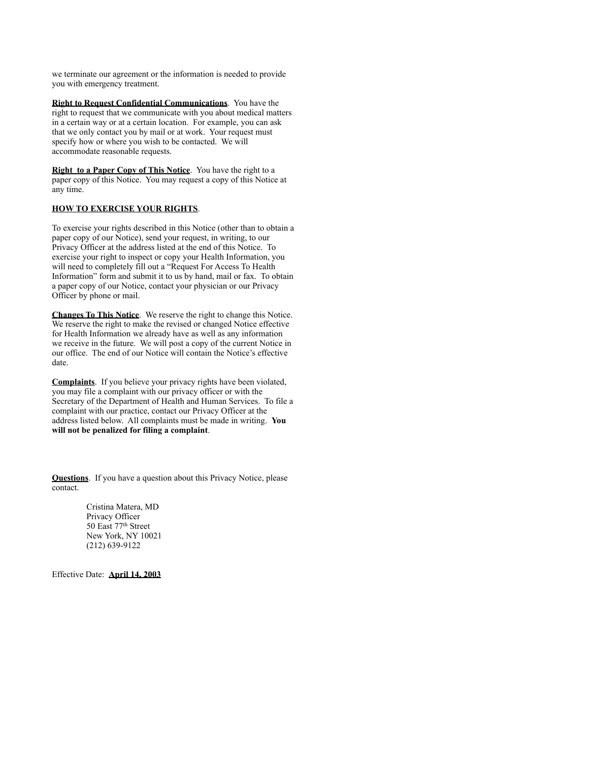we terminate our agreement or the information is needed to provide you with emergency treatment.

**Right to Request Confidential Communications**. You have the right to request that we communicate with you about medical matters in a certain way or at a certain location. For example, you can ask that we only contact you by mail or at work. Your request must specify how or where you wish to be contacted. We will accommodate reasonable requests.

**Right to a Paper Copy of This Notice**. You have the right to a paper copy of this Notice. You may request a copy of this Notice at any time.

**HOW TO EXERCISE YOUR RIGHTS**.

To exercise your rights described in this Notice (other than to obtain a paper copy of our Notice), send your request, in writing, to our Privacy Officer at the address listed at the end of this Notice. To exercise your right to inspect or copy your Health Information, you will need to completely fill out a "Request For Access To Health Information" form and submit it to us by hand, mail or fax. To obtain a paper copy of our Notice, contact your physician or our Privacy Officer by phone or mail.

**Changes To This Notice**. We reserve the right to change this Notice. We reserve the right to make the revised or changed Notice effective for Health Information we already have as well as any information we receive in the future. We will post a copy of the current Notice in our office. The end of our Notice will contain the Notice's effective date.

**Complaints**. If you believe your privacy rights have been violated, you may file a complaint with our privacy officer or with the Secretary of the Department of Health and Human Services. To file a complaint with our practice, contact our Privacy Officer at the address listed below. All complaints must be made in writing. **You will not be penalized for filing a complaint**.

**Questions**. If you have a question about this Privacy Notice, please contact.

Cristina Matera, MD
Privacy Officer
50 East 77th Street
New York, NY 10021
(212) 639-9122

Effective Date: **April 14, 2003**